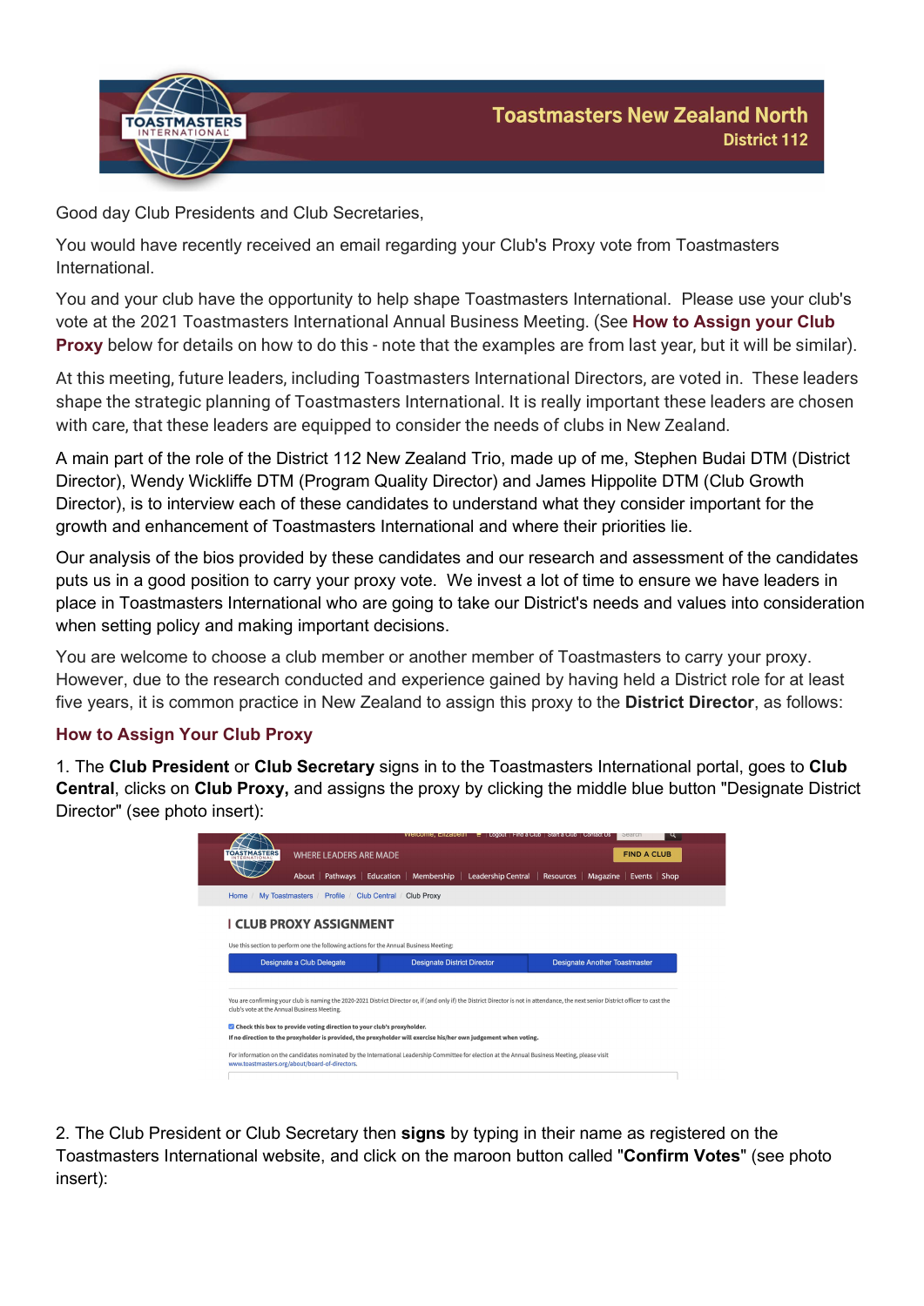Toastmasters New Zealand North
District 112

Good day Club Presidents and Club Secretaries,

You would have recently received an email regarding your Club's Proxy vote from Toastmasters International.

You and your club have the opportunity to help shape Toastmasters International. Please use your club's vote at the 2021 Toastmasters International Annual Business Meeting. (See **How to Assign your Club Proxy** below for details on how to do this - note that the examples are from last year, but it will be similar).

At this meeting, future leaders, including Toastmasters International Directors, are voted in. These leaders shape the strategic planning of Toastmasters International. It is really important these leaders are chosen with care, that these leaders are equipped to consider the needs of clubs in New Zealand.

A main part of the role of the District 112 New Zealand Trio, made up of me, Stephen Budai DTM (District Director), Wendy Wickliffe DTM (Program Quality Director) and James Hippolite DTM (Club Growth Director), is to interview each of these candidates to understand what they consider important for the growth and enhancement of Toastmasters International and where their priorities lie.

Our analysis of the bios provided by these candidates and our research and assessment of the candidates puts us in a good position to carry your proxy vote. We invest a lot of time to ensure we have leaders in place in Toastmasters International who are going to take our District's needs and values into consideration when setting policy and making important decisions.

You are welcome to choose a club member or another member of Toastmasters to carry your proxy. However, due to the research conducted and experience gained by having held a District role for at least five years, it is common practice in New Zealand to assign this proxy to the **District Director**, as follows:

## How to Assign Your Club Proxy

1. The **Club President** or **Club Secretary** signs in to the Toastmasters International portal, goes to **Club Central**, clicks on **Club Proxy,** and assigns the proxy by clicking the middle blue button "Designate District Director" (see photo insert):

2. The Club President or Club Secretary then **signs** by typing in their name as registered on the Toastmasters International website, and click on the maroon button called "**Confirm Votes**" (see photo insert):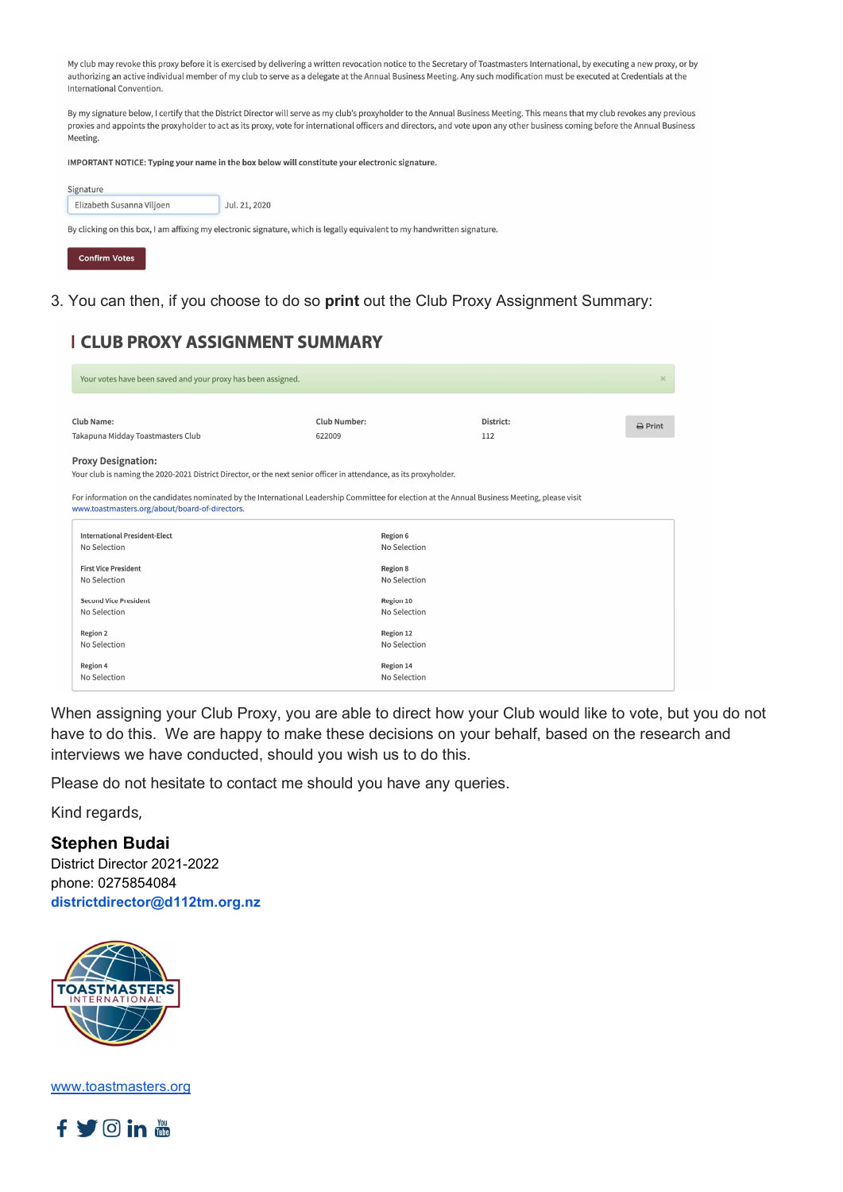My club may revoke this proxy before it is exercised by delivering a written revocation notice to the Secretary of Toastmasters International, by executing a new proxy, or by authorizing an active individual member of my club to serve as a delegate at the Annual Business Meeting. Any such modification must be executed at Credentials at the International Convention.

By my signature below, I certify that the District Director will serve as my club's proxyholder to the Annual Business Meeting. This means that my club revokes any previous proxies and appoints the proxyholder to act as its proxy, vote for international officers and directors, and vote upon any other business coming before the Annual Business Meeting.

**IMPORTANT NOTICE: Typing your name in the box below will constitute your electronic signature.**

Signature

Elizabeth Susanna Viljoen    Jul. 21, 2020

By clicking on this box, I am affixing my electronic signature, which is legally equivalent to my handwritten signature.

Confirm Votes

3. You can then, if you choose to do so **print** out the Club Proxy Assignment Summary:

## CLUB PROXY ASSIGNMENT SUMMARY

Your votes have been saved and your proxy has been assigned.

| Club Name: | Club Number: | District: |
|---|---|---|
| Takapuna Midday Toastmasters Club | 622009 | 112 |

Print

**Proxy Designation:**
Your club is naming the 2020-2021 District Director, or the next senior officer in attendance, as its proxyholder.

For information on the candidates nominated by the International Leadership Committee for election at the Annual Business Meeting, please visit www.toastmasters.org/about/board-of-directors.

| | |
|---|---|
| International President-Elect<br>No Selection | Region 6<br>No Selection |
| First Vice President<br>No Selection | Region 8<br>No Selection |
| Second Vice President<br>No Selection | Region 10<br>No Selection |
| Region 2<br>No Selection | Region 12<br>No Selection |
| Region 4<br>No Selection | Region 14<br>No Selection |

When assigning your Club Proxy, you are able to direct how your Club would like to vote, but you do not have to do this. We are happy to make these decisions on your behalf, based on the research and interviews we have conducted, should you wish us to do this.

Please do not hesitate to contact me should you have any queries.

Kind regards,

**Stephen Budai**
District Director 2021-2022
phone: 0275854084
**districtdirector@d112tm.org.nz**

TOASTMASTERS INTERNATIONAL

www.toastmasters.org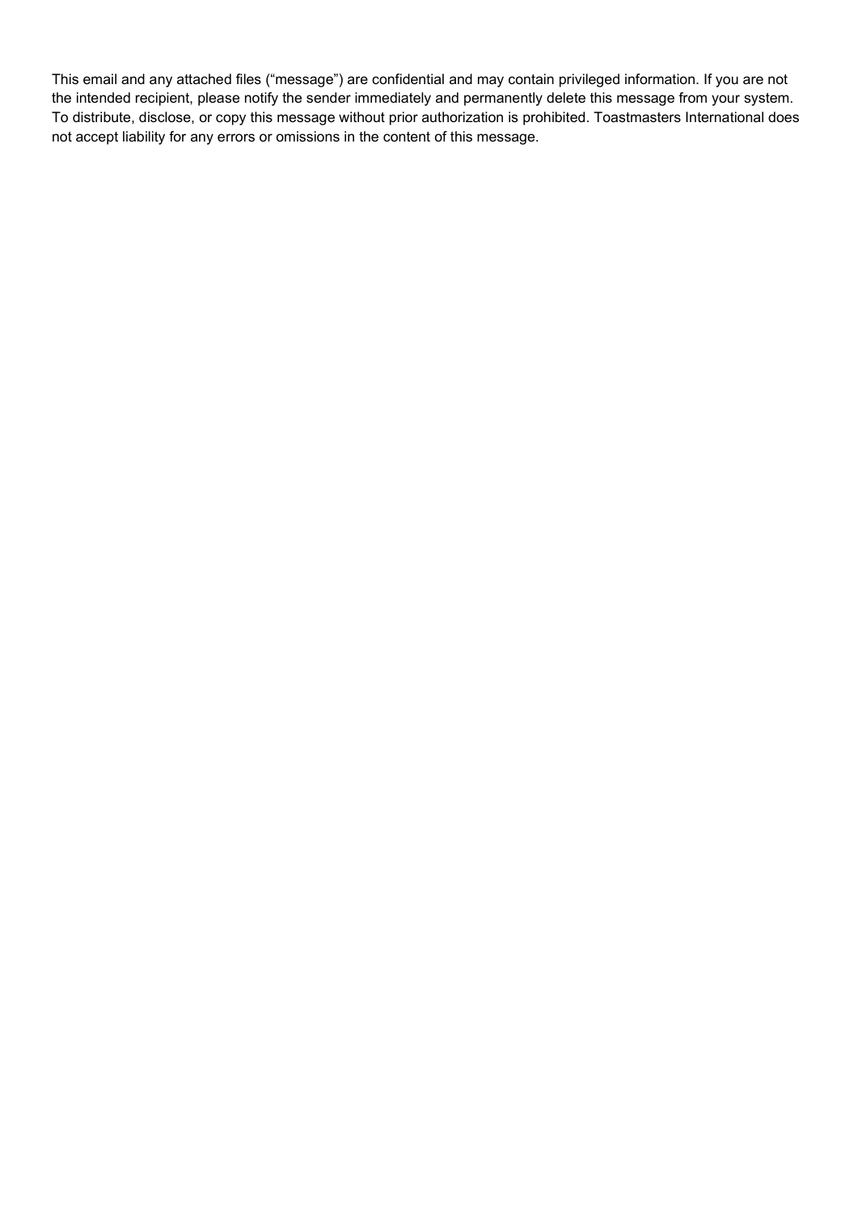This email and any attached files (“message”) are confidential and may contain privileged information. If you are not the intended recipient, please notify the sender immediately and permanently delete this message from your system. To distribute, disclose, or copy this message without prior authorization is prohibited. Toastmasters International does not accept liability for any errors or omissions in the content of this message.